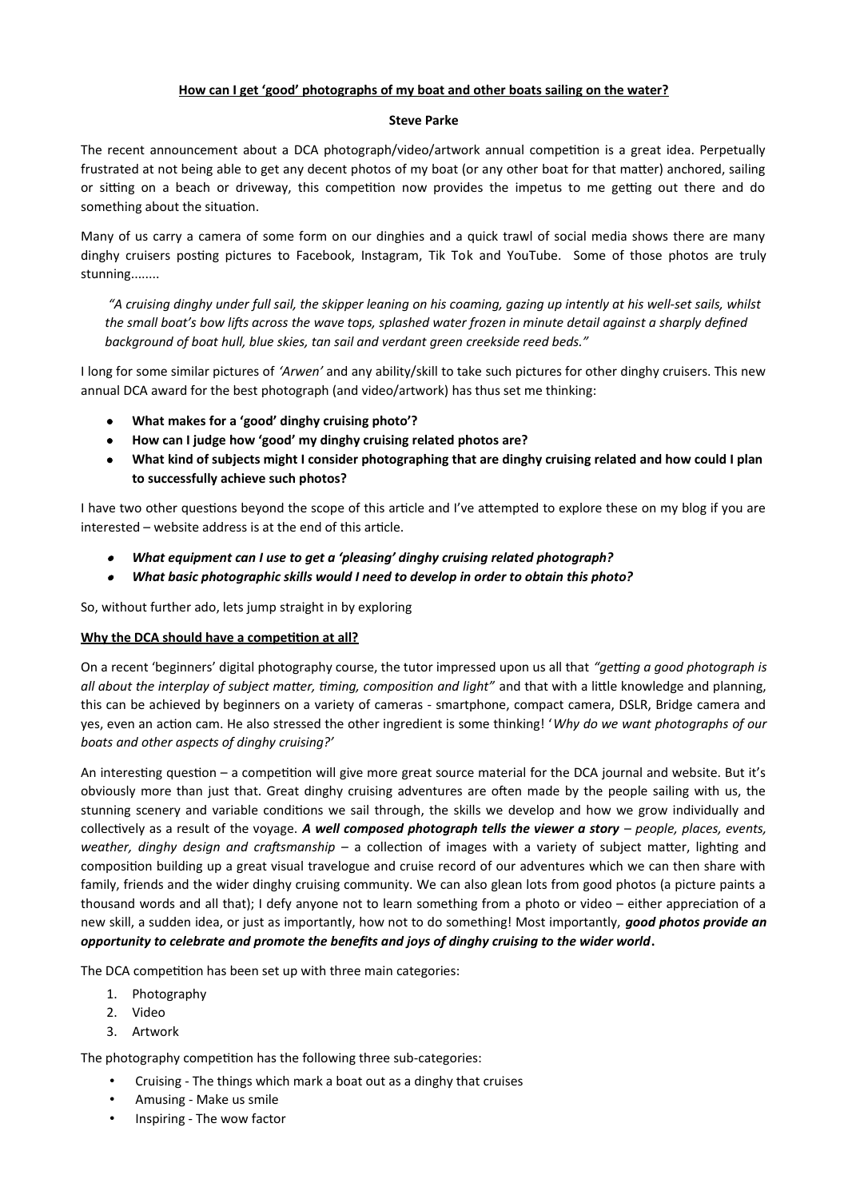# How can I get 'good' photographs of my boat and other boats sailing on the water?

**Steve Parke**

The recent announcement about a DCA photograph/video/artwork annual competition is a great idea. Perpetually frustrated at not being able to get any decent photos of my boat (or any other boat for that matter) anchored, sailing or sitting on a beach or driveway, this competition now provides the impetus to me getting out there and do something about the situation.

Many of us carry a camera of some form on our dinghies and a quick trawl of social media shows there are many dinghy cruisers posting pictures to Facebook, Instagram, Tik Tok and YouTube. Some of those photos are truly stunning........

> *"A cruising dinghy under full sail, the skipper leaning on his coaming, gazing up intently at his well-set sails, whilst the small boat's bow lifts across the wave tops, splashed water frozen in minute detail against a sharply defined background of boat hull, blue skies, tan sail and verdant green creekside reed beds."*

I long for some similar pictures of *'Arwen'* and any ability/skill to take such pictures for other dinghy cruisers. This new annual DCA award for the best photograph (and video/artwork) has thus set me thinking:

- **What makes for a 'good' dinghy cruising photo'?**
- **How can I judge how 'good' my dinghy cruising related photos are?**
- **What kind of subjects might I consider photographing that are dinghy cruising related and how could I plan to successfully achieve such photos?**

I have two other questions beyond the scope of this article and I've attempted to explore these on my blog if you are interested – website address is at the end of this article.

- ***What equipment can I use to get a 'pleasing' dinghy cruising related photograph?***
- ***What basic photographic skills would I need to develop in order to obtain this photo?***

So, without further ado, lets jump straight in by exploring

## Why the DCA should have a competition at all?

On a recent 'beginners' digital photography course, the tutor impressed upon us all that *"getting a good photograph is all about the interplay of subject matter, timing, composition and light"* and that with a little knowledge and planning, this can be achieved by beginners on a variety of cameras - smartphone, compact camera, DSLR, Bridge camera and yes, even an action cam. He also stressed the other ingredient is some thinking! '*Why do we want photographs of our boats and other aspects of dinghy cruising?*'

An interesting question – a competition will give more great source material for the DCA journal and website. But it's obviously more than just that. Great dinghy cruising adventures are often made by the people sailing with us, the stunning scenery and variable conditions we sail through, the skills we develop and how we grow individually and collectively as a result of the voyage. ***A well composed photograph tells the viewer a story*** *– people, places, events, weather, dinghy design and craftsmanship* – a collection of images with a variety of subject matter, lighting and composition building up a great visual travelogue and cruise record of our adventures which we can then share with family, friends and the wider dinghy cruising community. We can also glean lots from good photos (a picture paints a thousand words and all that); I defy anyone not to learn something from a photo or video – either appreciation of a new skill, a sudden idea, or just as importantly, how not to do something! Most importantly, ***good photos provide an opportunity to celebrate and promote the benefits and joys of dinghy cruising to the wider world*.**

The DCA competition has been set up with three main categories:

1. Photography
2. Video
3. Artwork

The photography competition has the following three sub-categories:

- Cruising - The things which mark a boat out as a dinghy that cruises
- Amusing - Make us smile
- Inspiring - The wow factor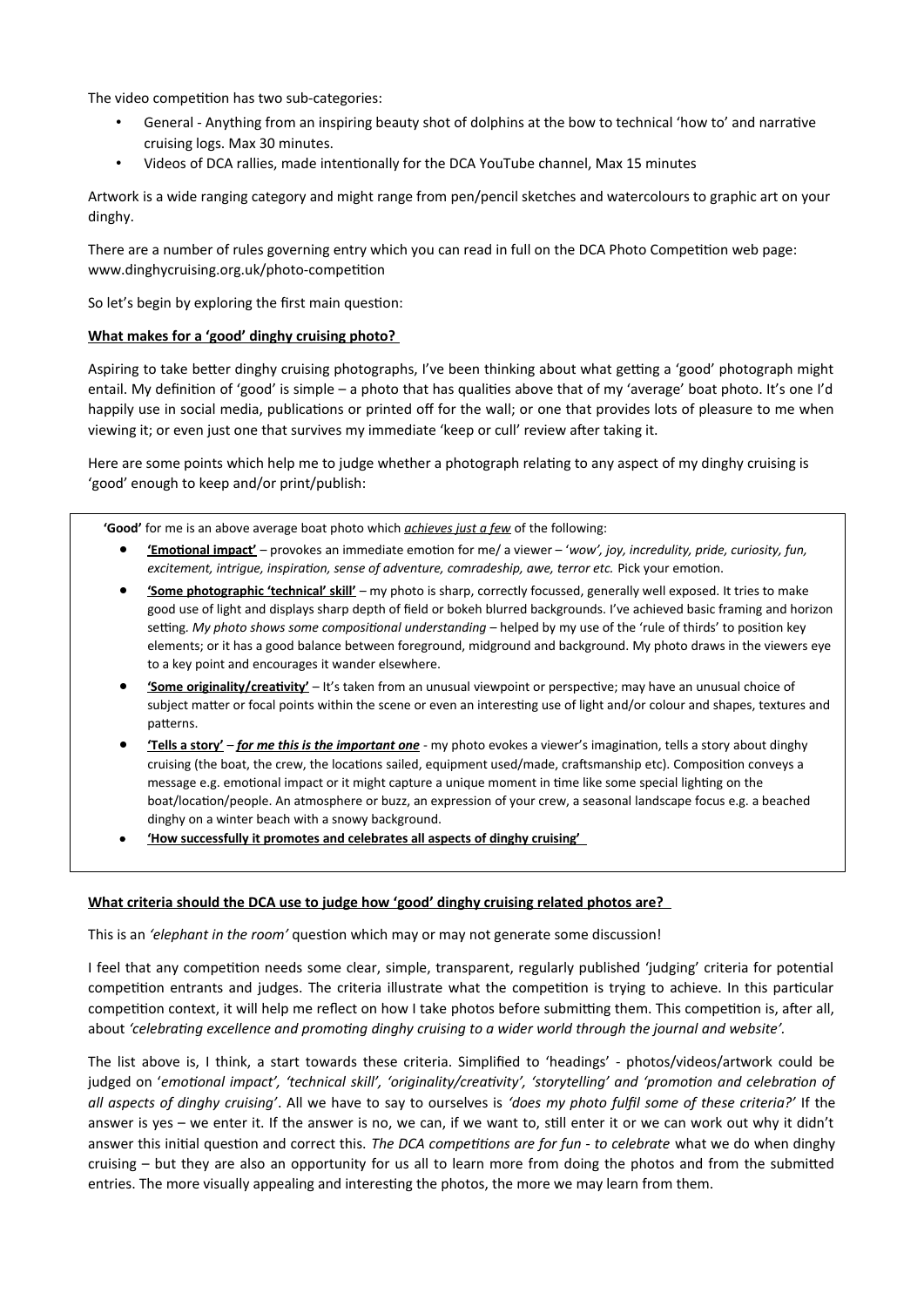The video competition has two sub-categories:

- General - Anything from an inspiring beauty shot of dolphins at the bow to technical 'how to' and narrative cruising logs. Max 30 minutes.
- Videos of DCA rallies, made intentionally for the DCA YouTube channel, Max 15 minutes

Artwork is a wide ranging category and might range from pen/pencil sketches and watercolours to graphic art on your dinghy.

There are a number of rules governing entry which you can read in full on the DCA Photo Competition web page: www.dinghycruising.org.uk/photo-competition

So let's begin by exploring the first main question:

**<u>What makes for a 'good' dinghy cruising photo?</u>**

Aspiring to take better dinghy cruising photographs, I've been thinking about what getting a 'good' photograph might entail. My definition of 'good' is simple – a photo that has qualities above that of my 'average' boat photo. It's one I'd happily use in social media, publications or printed off for the wall; or one that provides lots of pleasure to me when viewing it; or even just one that survives my immediate 'keep or cull' review after taking it.

Here are some points which help me to judge whether a photograph relating to any aspect of my dinghy cruising is 'good' enough to keep and/or print/publish:

**'Good'** for me is an above average boat photo which ***<u>achieves just a few</u>*** of the following:

- **<u>'Emotional impact'</u>** – provokes an immediate emotion for me/ a viewer – '*wow', joy, incredulity, pride, curiosity, fun, excitement, intrigue, inspiration, sense of adventure, comradeship, awe, terror etc.* Pick your emotion.
- **<u>'Some photographic 'technical' skill'</u>** – my photo is sharp, correctly focussed, generally well exposed. It tries to make good use of light and displays sharp depth of field or bokeh blurred backgrounds. I've achieved basic framing and horizon setting. *My photo shows some compositional understanding* – helped by my use of the 'rule of thirds' to position key elements; or it has a good balance between foreground, midground and background. My photo draws in the viewers eye to a key point and encourages it wander elsewhere.
- **<u>'Some originality/creativity'</u>** – It's taken from an unusual viewpoint or perspective; may have an unusual choice of subject matter or focal points within the scene or even an interesting use of light and/or colour and shapes, textures and patterns.
- **<u>'Tells a story'</u>** – ***<u>for me this is the important one</u>*** - my photo evokes a viewer's imagination, tells a story about dinghy cruising (the boat, the crew, the locations sailed, equipment used/made, craftsmanship etc). Composition conveys a message e.g. emotional impact or it might capture a unique moment in time like some special lighting on the boat/location/people. An atmosphere or buzz, an expression of your crew, a seasonal landscape focus e.g. a beached dinghy on a winter beach with a snowy background.
- **<u>'How successfully it promotes and celebrates all aspects of dinghy cruising'</u>**

**<u>What criteria should the DCA use to judge how 'good' dinghy cruising related photos are?</u>**

This is an *'elephant in the room'* question which may or may not generate some discussion!

I feel that any competition needs some clear, simple, transparent, regularly published 'judging' criteria for potential competition entrants and judges. The criteria illustrate what the competition is trying to achieve. In this particular competition context, it will help me reflect on how I take photos before submitting them. This competition is, after all, about *'celebrating excellence and promoting dinghy cruising to a wider world through the journal and website'*.

The list above is, I think, a start towards these criteria. Simplified to 'headings' - photos/videos/artwork could be judged on '*emotional impact', 'technical skill', 'originality/creativity', 'storytelling' and 'promotion and celebration of all aspects of dinghy cruising'*. All we have to say to ourselves is *'does my photo fulfil some of these criteria?'* If the answer is yes – we enter it. If the answer is no, we can, if we want to, still enter it or we can work out why it didn't answer this initial question and correct this. *The DCA competitions are for fun - to celebrate* what we do when dinghy cruising – but they are also an opportunity for us all to learn more from doing the photos and from the submitted entries. The more visually appealing and interesting the photos, the more we may learn from them.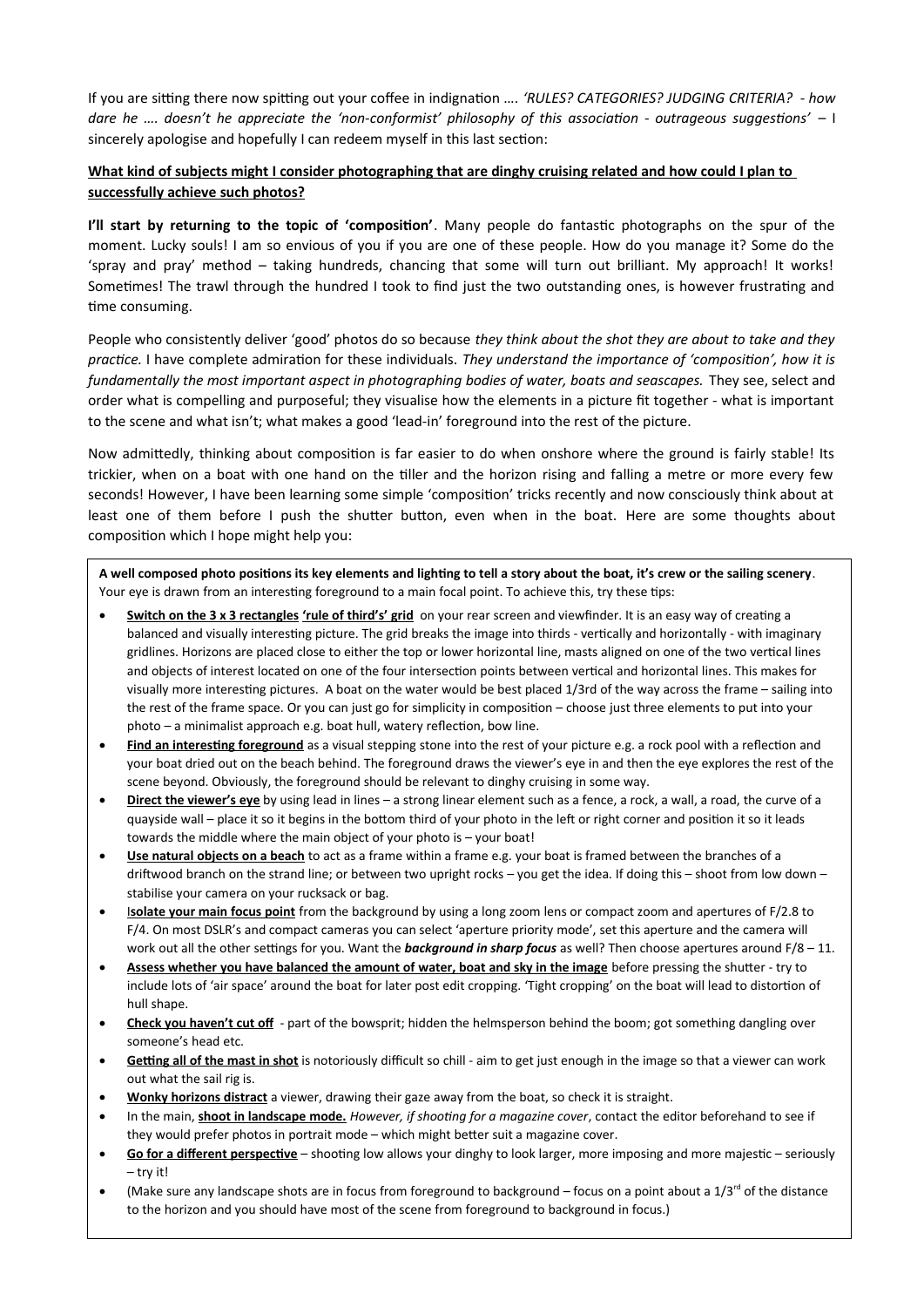If you are sitting there now spitting out your coffee in indignation …. *'RULES? CATEGORIES? JUDGING CRITERIA? - how dare he …. doesn't he appreciate the 'non-conformist' philosophy of this association - outrageous suggestions'* – I sincerely apologise and hopefully I can redeem myself in this last section:

**<u>What kind of subjects might I consider photographing that are dinghy cruising related and how could I plan to successfully achieve such photos?</u>**

**I'll start by returning to the topic of 'composition'**. Many people do fantastic photographs on the spur of the moment. Lucky souls! I am so envious of you if you are one of these people. How do you manage it? Some do the 'spray and pray' method – taking hundreds, chancing that some will turn out brilliant. My approach! It works! Sometimes! The trawl through the hundred I took to find just the two outstanding ones, is however frustrating and time consuming.

People who consistently deliver 'good' photos do so because *they think about the shot they are about to take and they practice.* I have complete admiration for these individuals. *They understand the importance of 'composition', how it is fundamentally the most important aspect in photographing bodies of water, boats and seascapes.* They see, select and order what is compelling and purposeful; they visualise how the elements in a picture fit together - what is important to the scene and what isn't; what makes a good 'lead-in' foreground into the rest of the picture.

Now admittedly, thinking about composition is far easier to do when onshore where the ground is fairly stable! Its trickier, when on a boat with one hand on the tiller and the horizon rising and falling a metre or more every few seconds! However, I have been learning some simple 'composition' tricks recently and now consciously think about at least one of them before I push the shutter button, even when in the boat. Here are some thoughts about composition which I hope might help you:

**A well composed photo positions its key elements and lighting to tell a story about the boat, it's crew or the sailing scenery**. Your eye is drawn from an interesting foreground to a main focal point. To achieve this, try these tips:

- **<u>Switch on the 3 x 3 rectangles</u> <u>'rule of third's' grid</u>** on your rear screen and viewfinder. It is an easy way of creating a balanced and visually interesting picture. The grid breaks the image into thirds - vertically and horizontally - with imaginary gridlines. Horizons are placed close to either the top or lower horizontal line, masts aligned on one of the two vertical lines and objects of interest located on one of the four intersection points between vertical and horizontal lines. This makes for visually more interesting pictures. A boat on the water would be best placed 1/3rd of the way across the frame – sailing into the rest of the frame space. Or you can just go for simplicity in composition – choose just three elements to put into your photo – a minimalist approach e.g. boat hull, watery reflection, bow line.
- **<u>Find an interesting foreground</u>** as a visual stepping stone into the rest of your picture e.g. a rock pool with a reflection and your boat dried out on the beach behind. The foreground draws the viewer's eye in and then the eye explores the rest of the scene beyond. Obviously, the foreground should be relevant to dinghy cruising in some way.
- **<u>Direct the viewer's eye</u>** by using lead in lines – a strong linear element such as a fence, a rock, a wall, a road, the curve of a quayside wall – place it so it begins in the bottom third of your photo in the left or right corner and position it so it leads towards the middle where the main object of your photo is – your boat!
- **<u>Use natural objects on a beach</u>** to act as a frame within a frame e.g. your boat is framed between the branches of a driftwood branch on the strand line; or between two upright rocks – you get the idea. If doing this – shoot from low down – stabilise your camera on your rucksack or bag.
- **<u>Isolate your main focus point</u>** from the background by using a long zoom lens or compact zoom and apertures of F/2.8 to F/4. On most DSLR's and compact cameras you can select 'aperture priority mode', set this aperture and the camera will work out all the other settings for you. Want the ***background in sharp focus*** as well? Then choose apertures around F/8 – 11.
- **<u>Assess whether you have balanced the amount of water, boat and sky in the image</u>** before pressing the shutter - try to include lots of 'air space' around the boat for later post edit cropping. 'Tight cropping' on the boat will lead to distortion of hull shape.
- **<u>Check you haven't cut off</u>** - part of the bowsprit; hidden the helmsperson behind the boom; got something dangling over someone's head etc.
- **<u>Getting all of the mast in shot</u>** is notoriously difficult so chill - aim to get just enough in the image so that a viewer can work out what the sail rig is.
- **<u>Wonky horizons distract</u>** a viewer, drawing their gaze away from the boat, so check it is straight.
- In the main, **<u>shoot in landscape mode.</u>** *However, if shooting for a magazine cover*, contact the editor beforehand to see if they would prefer photos in portrait mode – which might better suit a magazine cover.
- **<u>Go for a different perspective</u>** – shooting low allows your dinghy to look larger, more imposing and more majestic – seriously – try it!
- (Make sure any landscape shots are in focus from foreground to background – focus on a point about a 1/3rd of the distance to the horizon and you should have most of the scene from foreground to background in focus.)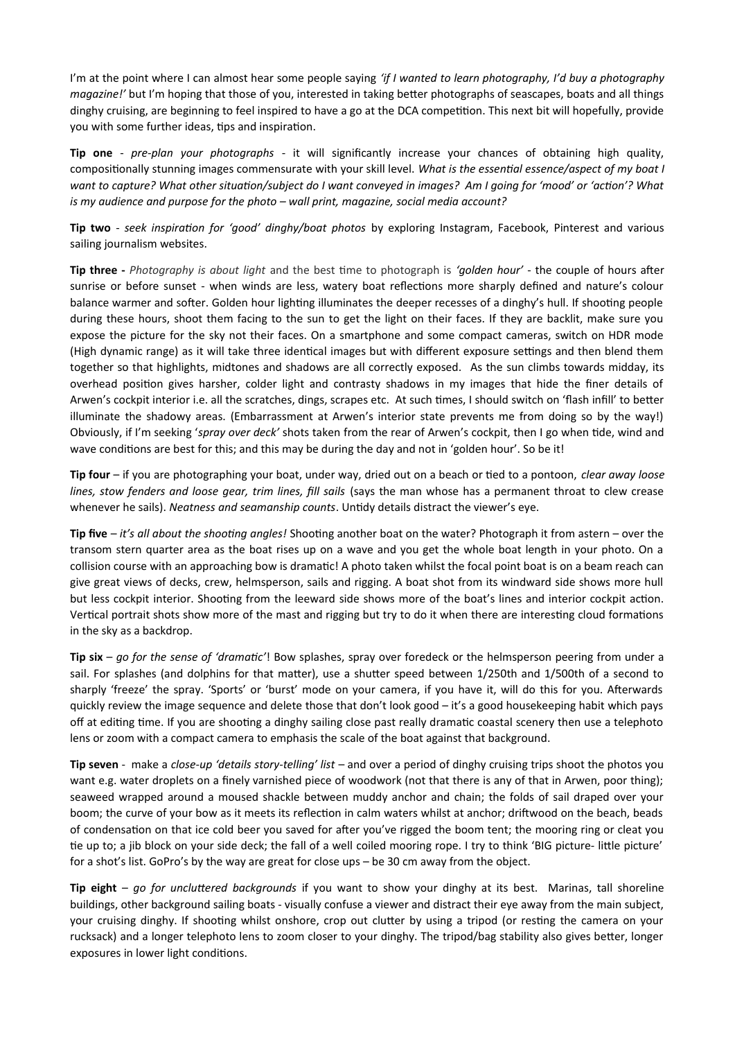I'm at the point where I can almost hear some people saying *'if I wanted to learn photography, I'd buy a photography magazine!'* but I'm hoping that those of you, interested in taking better photographs of seascapes, boats and all things dinghy cruising, are beginning to feel inspired to have a go at the DCA competition. This next bit will hopefully, provide you with some further ideas, tips and inspiration.

**Tip one** - *pre-plan your photographs* - it will significantly increase your chances of obtaining high quality, compositionally stunning images commensurate with your skill level. *What is the essential essence/aspect of my boat I want to capture? What other situation/subject do I want conveyed in images? Am I going for 'mood' or 'action'? What is my audience and purpose for the photo – wall print, magazine, social media account?*

**Tip two** - *seek inspiration for 'good' dinghy/boat photos* by exploring Instagram, Facebook, Pinterest and various sailing journalism websites.

**Tip three -** *Photography is about light* and the best time to photograph is *'golden hour'* - the couple of hours after sunrise or before sunset - when winds are less, watery boat reflections more sharply defined and nature's colour balance warmer and softer. Golden hour lighting illuminates the deeper recesses of a dinghy's hull. If shooting people during these hours, shoot them facing to the sun to get the light on their faces. If they are backlit, make sure you expose the picture for the sky not their faces. On a smartphone and some compact cameras, switch on HDR mode (High dynamic range) as it will take three identical images but with different exposure settings and then blend them together so that highlights, midtones and shadows are all correctly exposed. As the sun climbs towards midday, its overhead position gives harsher, colder light and contrasty shadows in my images that hide the finer details of Arwen's cockpit interior i.e. all the scratches, dings, scrapes etc. At such times, I should switch on 'flash infill' to better illuminate the shadowy areas. (Embarrassment at Arwen's interior state prevents me from doing so by the way!) Obviously, if I'm seeking '*spray over deck'* shots taken from the rear of Arwen's cockpit, then I go when tide, wind and wave conditions are best for this; and this may be during the day and not in 'golden hour'. So be it!

**Tip four** – if you are photographing your boat, under way, dried out on a beach or tied to a pontoon, *clear away loose lines, stow fenders and loose gear, trim lines, fill sails* (says the man whose has a permanent throat to clew crease whenever he sails). *Neatness and seamanship counts*. Untidy details distract the viewer's eye.

**Tip five** – *it's all about the shooting angles!* Shooting another boat on the water? Photograph it from astern – over the transom stern quarter area as the boat rises up on a wave and you get the whole boat length in your photo. On a collision course with an approaching bow is dramatic! A photo taken whilst the focal point boat is on a beam reach can give great views of decks, crew, helmsperson, sails and rigging. A boat shot from its windward side shows more hull but less cockpit interior. Shooting from the leeward side shows more of the boat's lines and interior cockpit action. Vertical portrait shots show more of the mast and rigging but try to do it when there are interesting cloud formations in the sky as a backdrop.

**Tip six** – *go for the sense of 'dramatic'*! Bow splashes, spray over foredeck or the helmsperson peering from under a sail. For splashes (and dolphins for that matter), use a shutter speed between 1/250th and 1/500th of a second to sharply 'freeze' the spray. 'Sports' or 'burst' mode on your camera, if you have it, will do this for you. Afterwards quickly review the image sequence and delete those that don't look good – it's a good housekeeping habit which pays off at editing time. If you are shooting a dinghy sailing close past really dramatic coastal scenery then use a telephoto lens or zoom with a compact camera to emphasis the scale of the boat against that background.

**Tip seven** - make a *close-up 'details story-telling' list* – and over a period of dinghy cruising trips shoot the photos you want e.g. water droplets on a finely varnished piece of woodwork (not that there is any of that in Arwen, poor thing); seaweed wrapped around a moused shackle between muddy anchor and chain; the folds of sail draped over your boom; the curve of your bow as it meets its reflection in calm waters whilst at anchor; driftwood on the beach, beads of condensation on that ice cold beer you saved for after you've rigged the boom tent; the mooring ring or cleat you tie up to; a jib block on your side deck; the fall of a well coiled mooring rope. I try to think 'BIG picture- little picture' for a shot's list. GoPro's by the way are great for close ups – be 30 cm away from the object.

**Tip eight** – *go for uncluttered backgrounds* if you want to show your dinghy at its best. Marinas, tall shoreline buildings, other background sailing boats - visually confuse a viewer and distract their eye away from the main subject, your cruising dinghy. If shooting whilst onshore, crop out clutter by using a tripod (or resting the camera on your rucksack) and a longer telephoto lens to zoom closer to your dinghy. The tripod/bag stability also gives better, longer exposures in lower light conditions.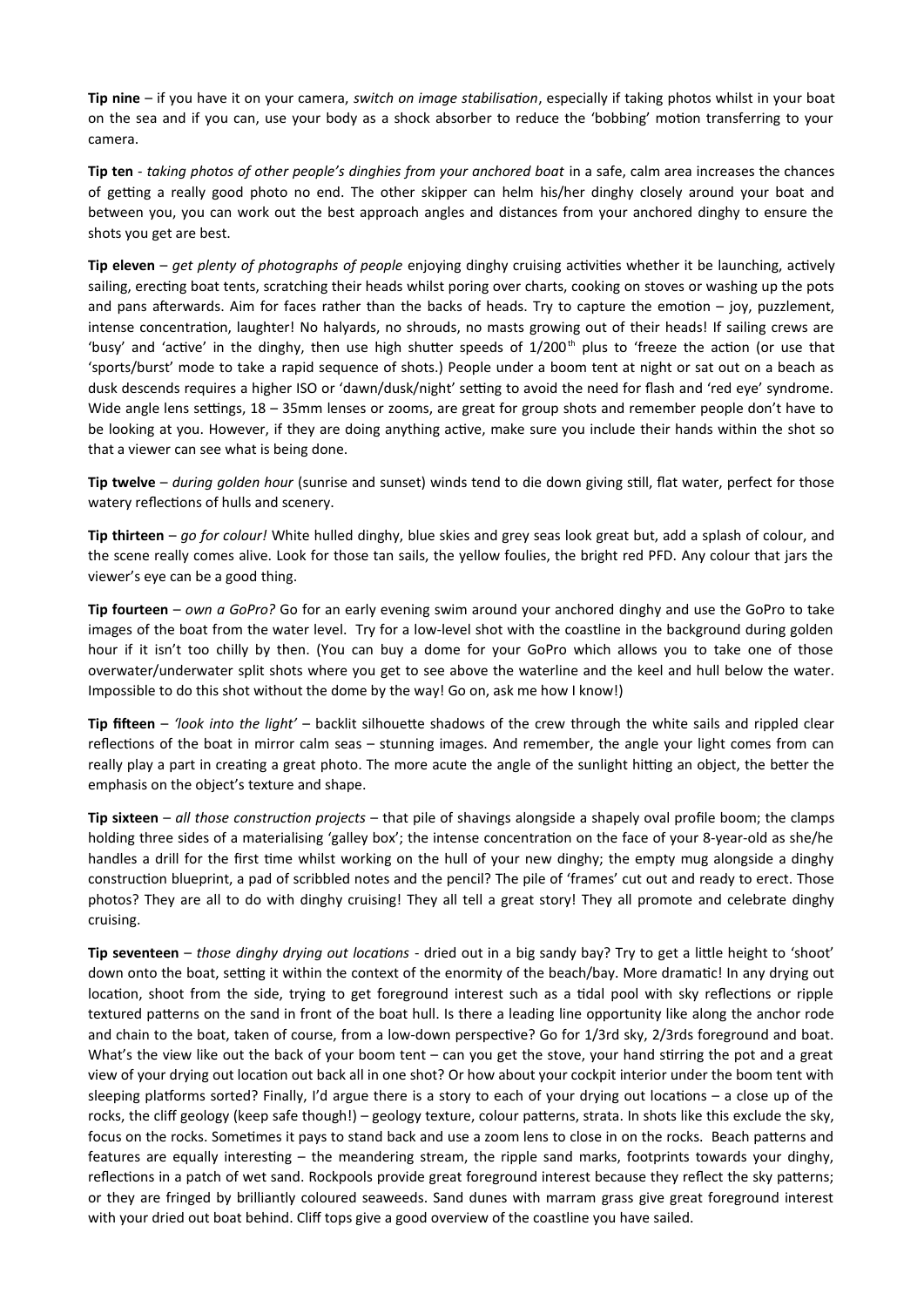**Tip nine** – if you have it on your camera, *switch on image stabilisation*, especially if taking photos whilst in your boat on the sea and if you can, use your body as a shock absorber to reduce the 'bobbing' motion transferring to your camera.

**Tip ten** - *taking photos of other people's dinghies from your anchored boat* in a safe, calm area increases the chances of getting a really good photo no end. The other skipper can helm his/her dinghy closely around your boat and between you, you can work out the best approach angles and distances from your anchored dinghy to ensure the shots you get are best.

**Tip eleven** – *get plenty of photographs of people* enjoying dinghy cruising activities whether it be launching, actively sailing, erecting boat tents, scratching their heads whilst poring over charts, cooking on stoves or washing up the pots and pans afterwards. Aim for faces rather than the backs of heads. Try to capture the emotion – joy, puzzlement, intense concentration, laughter! No halyards, no shrouds, no masts growing out of their heads! If sailing crews are 'busy' and 'active' in the dinghy, then use high shutter speeds of 1/200$^{th}$ plus to 'freeze the action (or use that 'sports/burst' mode to take a rapid sequence of shots.) People under a boom tent at night or sat out on a beach as dusk descends requires a higher ISO or 'dawn/dusk/night' setting to avoid the need for flash and 'red eye' syndrome. Wide angle lens settings, 18 – 35mm lenses or zooms, are great for group shots and remember people don't have to be looking at you. However, if they are doing anything active, make sure you include their hands within the shot so that a viewer can see what is being done.

**Tip twelve** – *during golden hour* (sunrise and sunset) winds tend to die down giving still, flat water, perfect for those watery reflections of hulls and scenery.

**Tip thirteen** – *go for colour!* White hulled dinghy, blue skies and grey seas look great but, add a splash of colour, and the scene really comes alive. Look for those tan sails, the yellow foulies, the bright red PFD. Any colour that jars the viewer's eye can be a good thing.

**Tip fourteen** – *own a GoPro?* Go for an early evening swim around your anchored dinghy and use the GoPro to take images of the boat from the water level. Try for a low-level shot with the coastline in the background during golden hour if it isn't too chilly by then. (You can buy a dome for your GoPro which allows you to take one of those overwater/underwater split shots where you get to see above the waterline and the keel and hull below the water. Impossible to do this shot without the dome by the way! Go on, ask me how I know!)

**Tip fifteen** – *'look into the light'* – backlit silhouette shadows of the crew through the white sails and rippled clear reflections of the boat in mirror calm seas – stunning images. And remember, the angle your light comes from can really play a part in creating a great photo. The more acute the angle of the sunlight hitting an object, the better the emphasis on the object's texture and shape.

**Tip sixteen** – *all those construction projects* – that pile of shavings alongside a shapely oval profile boom; the clamps holding three sides of a materialising 'galley box'; the intense concentration on the face of your 8-year-old as she/he handles a drill for the first time whilst working on the hull of your new dinghy; the empty mug alongside a dinghy construction blueprint, a pad of scribbled notes and the pencil? The pile of 'frames' cut out and ready to erect. Those photos? They are all to do with dinghy cruising! They all tell a great story! They all promote and celebrate dinghy cruising.

**Tip seventeen** – *those dinghy drying out locations* - dried out in a big sandy bay? Try to get a little height to 'shoot' down onto the boat, setting it within the context of the enormity of the beach/bay. More dramatic! In any drying out location, shoot from the side, trying to get foreground interest such as a tidal pool with sky reflections or ripple textured patterns on the sand in front of the boat hull. Is there a leading line opportunity like along the anchor rode and chain to the boat, taken of course, from a low-down perspective? Go for 1/3rd sky, 2/3rds foreground and boat. What's the view like out the back of your boom tent – can you get the stove, your hand stirring the pot and a great view of your drying out location out back all in one shot? Or how about your cockpit interior under the boom tent with sleeping platforms sorted? Finally, I'd argue there is a story to each of your drying out locations – a close up of the rocks, the cliff geology (keep safe though!) – geology texture, colour patterns, strata. In shots like this exclude the sky, focus on the rocks. Sometimes it pays to stand back and use a zoom lens to close in on the rocks. Beach patterns and features are equally interesting – the meandering stream, the ripple sand marks, footprints towards your dinghy, reflections in a patch of wet sand. Rockpools provide great foreground interest because they reflect the sky patterns; or they are fringed by brilliantly coloured seaweeds. Sand dunes with marram grass give great foreground interest with your dried out boat behind. Cliff tops give a good overview of the coastline you have sailed.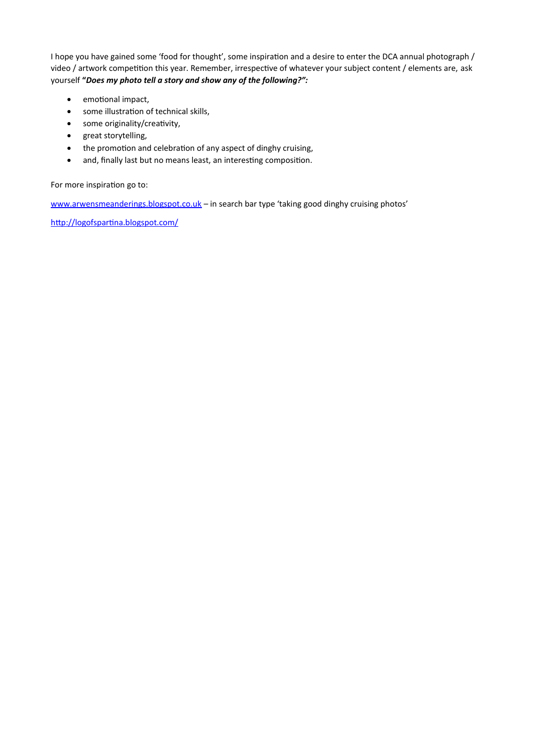I hope you have gained some 'food for thought', some inspiration and a desire to enter the DCA annual photograph / video / artwork competition this year. Remember, irrespective of whatever your subject content / elements are, ask yourself **"*Does my photo tell a story and show any of the following?"*:**

- emotional impact,
- some illustration of technical skills,
- some originality/creativity,
- great storytelling,
- the promotion and celebration of any aspect of dinghy cruising,
- and, finally last but no means least, an interesting composition.

For more inspiration go to:

[www.arwensmeanderings.blogspot.co.uk](http://www.arwensmeanderings.blogspot.co.uk) – in search bar type 'taking good dinghy cruising photos'

[http://logofspartina.blogspot.com/](http://logofspartina.blogspot.com/)